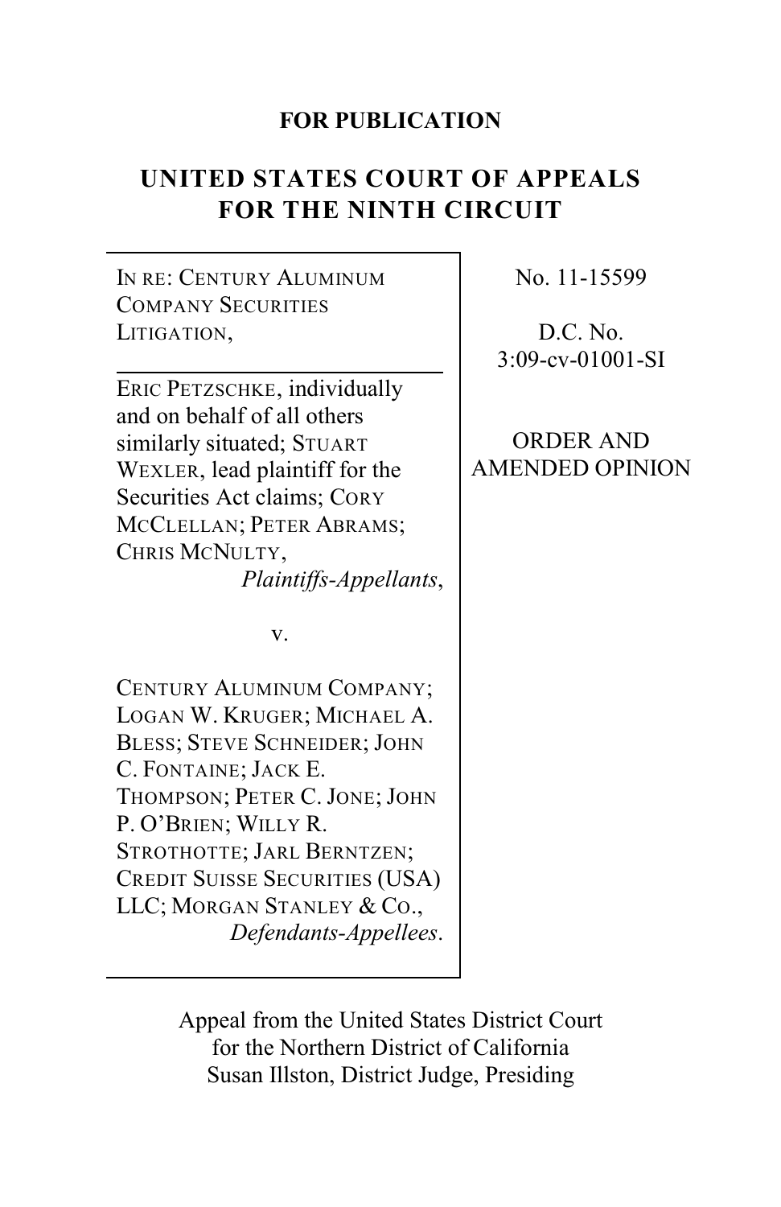**FOR PUBLICATION**

# UNITED STATES COURT OF APPEALS FOR THE NINTH CIRCUIT

IN RE: CENTURY ALUMINUM COMPANY SECURITIES LITIGATION,

---

ERIC PETZSCHKE, individually and on behalf of all others similarly situated; STUART WEXLER, lead plaintiff for the Securities Act claims; CORY MCCLELLAN; PETER ABRAMS; CHRIS MCNULTY,
*Plaintiffs-Appellants*,

v.

CENTURY ALUMINUM COMPANY; LOGAN W. KRUGER; MICHAEL A. BLESS; STEVE SCHNEIDER; JOHN C. FONTAINE; JACK E. THOMPSON; PETER C. JONE; JOHN P. O'BRIEN; WILLY R. STROTHOTTE; JARL BERNTZEN; CREDIT SUISSE SECURITIES (USA) LLC; MORGAN STANLEY & CO.,
*Defendants-Appellees*.

No. 11-15599

D.C. No. 3:09-cv-01001-SI

ORDER AND AMENDED OPINION

Appeal from the United States District Court for the Northern District of California
Susan Illston, District Judge, Presiding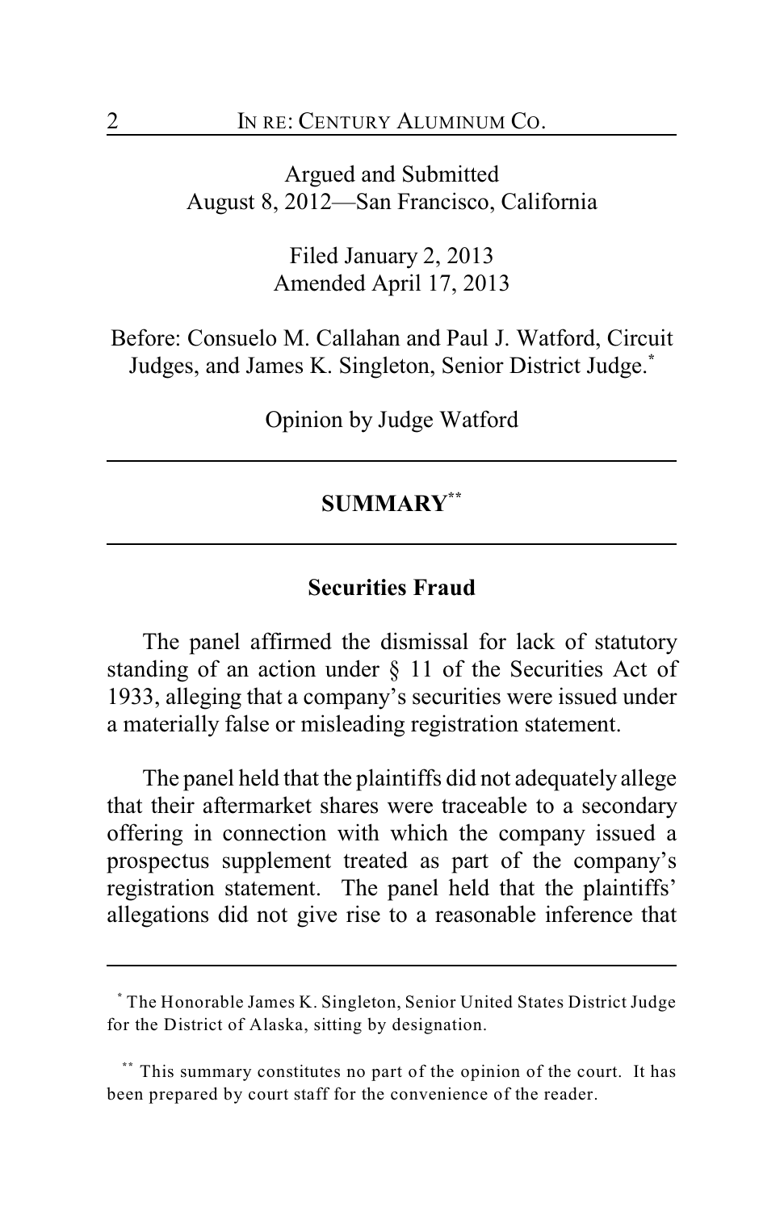Argued and Submitted
August 8, 2012—San Francisco, California

Filed January 2, 2013
Amended April 17, 2013

Before: Consuelo M. Callahan and Paul J. Watford, Circuit Judges, and James K. Singleton, Senior District Judge.[*]

Opinion by Judge Watford

## SUMMARY[**]

### Securities Fraud

The panel affirmed the dismissal for lack of statutory standing of an action under § 11 of the Securities Act of 1933, alleging that a company's securities were issued under a materially false or misleading registration statement.

The panel held that the plaintiffs did not adequately allege that their aftermarket shares were traceable to a secondary offering in connection with which the company issued a prospectus supplement treated as part of the company's registration statement. The panel held that the plaintiffs' allegations did not give rise to a reasonable inference that

---

[*] The Honorable James K. Singleton, Senior United States District Judge for the District of Alaska, sitting by designation.

[**] This summary constitutes no part of the opinion of the court. It has been prepared by court staff for the convenience of the reader.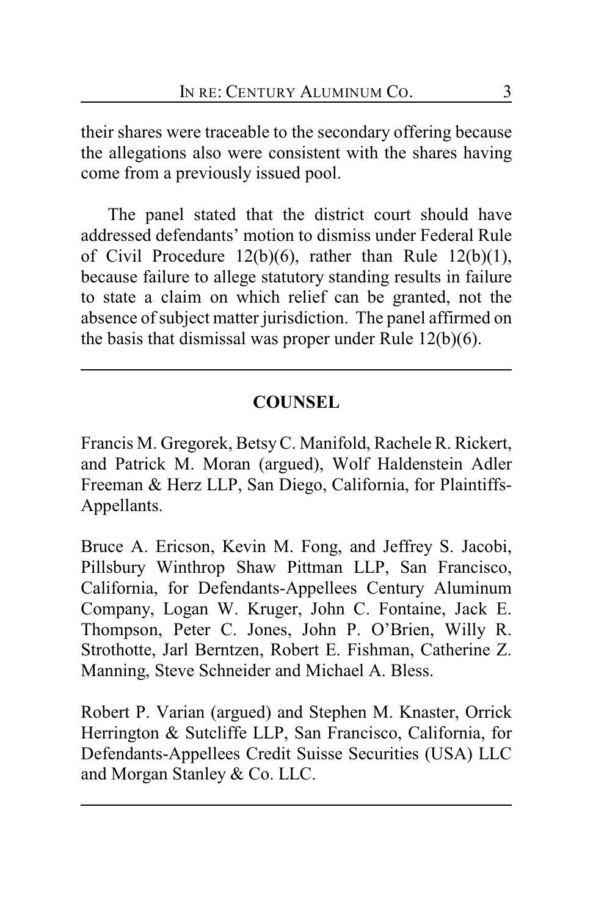their shares were traceable to the secondary offering because the allegations also were consistent with the shares having come from a previously issued pool.

The panel stated that the district court should have addressed defendants' motion to dismiss under Federal Rule of Civil Procedure 12(b)(6), rather than Rule 12(b)(1), because failure to allege statutory standing results in failure to state a claim on which relief can be granted, not the absence of subject matter jurisdiction. The panel affirmed on the basis that dismissal was proper under Rule 12(b)(6).

---

## COUNSEL

Francis M. Gregorek, Betsy C. Manifold, Rachele R. Rickert, and Patrick M. Moran (argued), Wolf Haldenstein Adler Freeman & Herz LLP, San Diego, California, for Plaintiffs-Appellants.

Bruce A. Ericson, Kevin M. Fong, and Jeffrey S. Jacobi, Pillsbury Winthrop Shaw Pittman LLP, San Francisco, California, for Defendants-Appellees Century Aluminum Company, Logan W. Kruger, John C. Fontaine, Jack E. Thompson, Peter C. Jones, John P. O'Brien, Willy R. Strothotte, Jarl Berntzen, Robert E. Fishman, Catherine Z. Manning, Steve Schneider and Michael A. Bless.

Robert P. Varian (argued) and Stephen M. Knaster, Orrick Herrington & Sutcliffe LLP, San Francisco, California, for Defendants-Appellees Credit Suisse Securities (USA) LLC and Morgan Stanley & Co. LLC.

---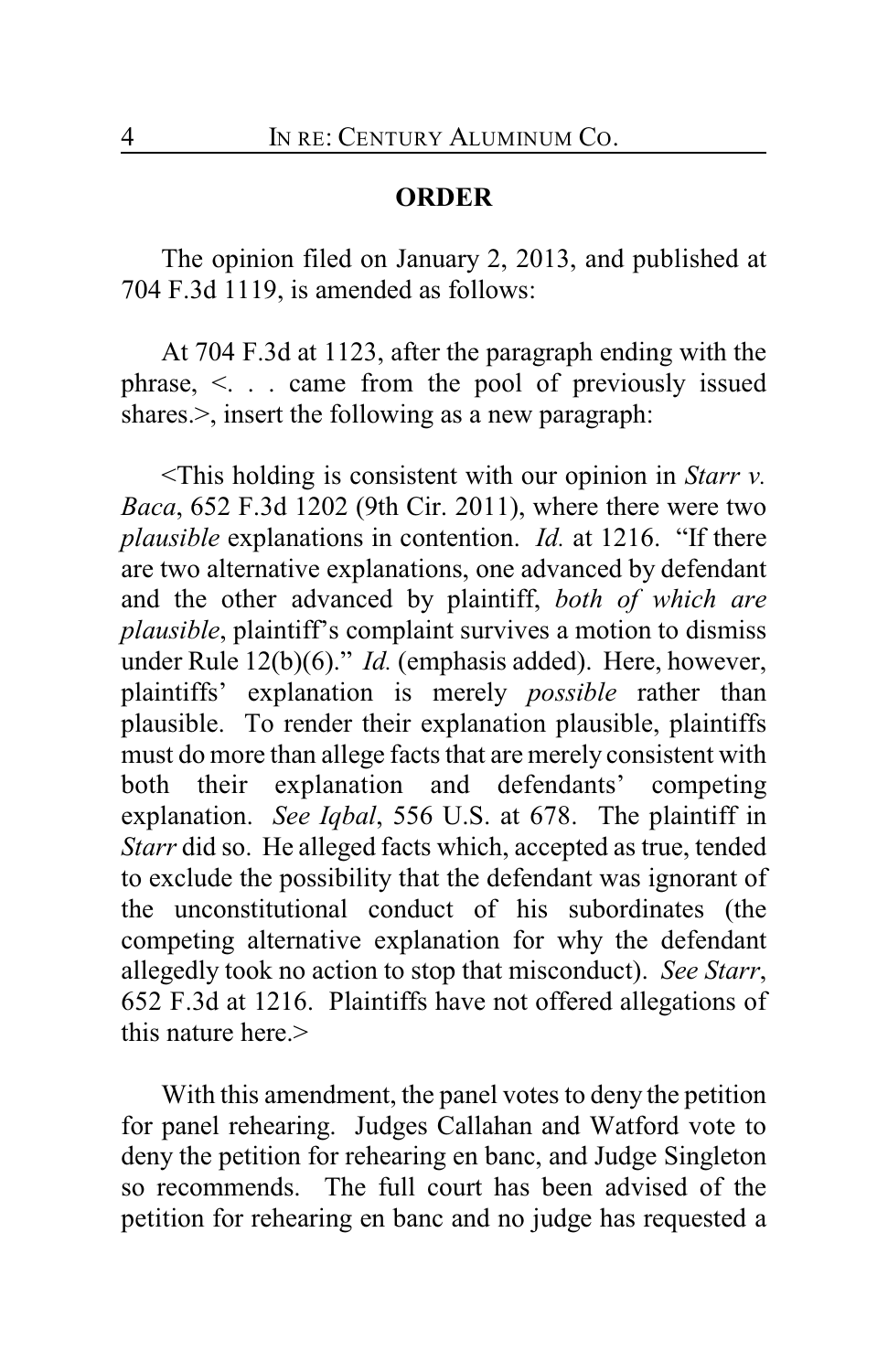## ORDER

The opinion filed on January 2, 2013, and published at 704 F.3d 1119, is amended as follows:

At 704 F.3d at 1123, after the paragraph ending with the phrase, <. . . came from the pool of previously issued shares.>, insert the following as a new paragraph:

<This holding is consistent with our opinion in *Starr v. Baca*, 652 F.3d 1202 (9th Cir. 2011), where there were two *plausible* explanations in contention. *Id.* at 1216. "If there are two alternative explanations, one advanced by defendant and the other advanced by plaintiff, *both of which are plausible*, plaintiff's complaint survives a motion to dismiss under Rule 12(b)(6)." *Id.* (emphasis added). Here, however, plaintiffs' explanation is merely *possible* rather than plausible. To render their explanation plausible, plaintiffs must do more than allege facts that are merely consistent with both their explanation and defendants' competing explanation. *See Iqbal*, 556 U.S. at 678. The plaintiff in *Starr* did so. He alleged facts which, accepted as true, tended to exclude the possibility that the defendant was ignorant of the unconstitutional conduct of his subordinates (the competing alternative explanation for why the defendant allegedly took no action to stop that misconduct). *See Starr*, 652 F.3d at 1216. Plaintiffs have not offered allegations of this nature here.>

With this amendment, the panel votes to deny the petition for panel rehearing. Judges Callahan and Watford vote to deny the petition for rehearing en banc, and Judge Singleton so recommends. The full court has been advised of the petition for rehearing en banc and no judge has requested a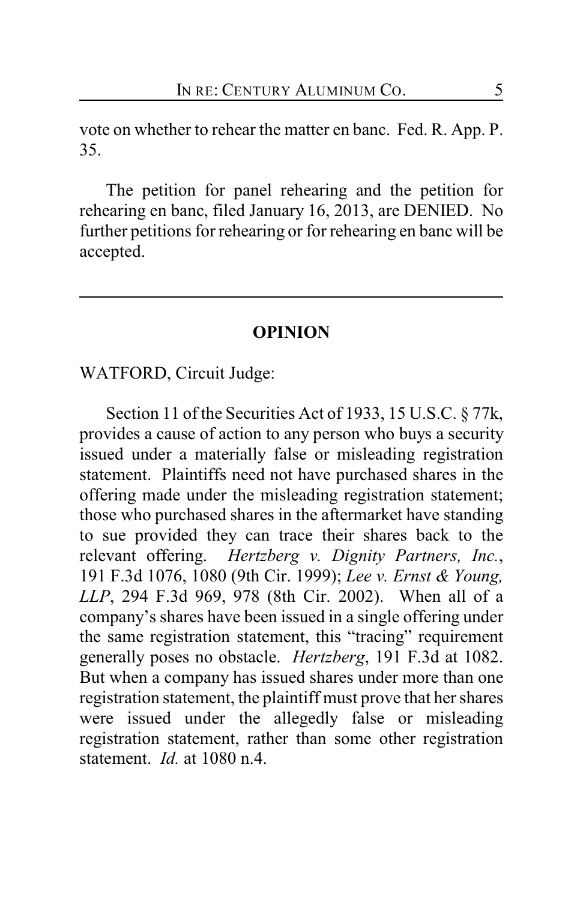vote on whether to rehear the matter en banc. Fed. R. App. P. 35.

The petition for panel rehearing and the petition for rehearing en banc, filed January 16, 2013, are DENIED. No further petitions for rehearing or for rehearing en banc will be accepted.

---

## OPINION

WATFORD, Circuit Judge:

Section 11 of the Securities Act of 1933, 15 U.S.C. § 77k, provides a cause of action to any person who buys a security issued under a materially false or misleading registration statement. Plaintiffs need not have purchased shares in the offering made under the misleading registration statement; those who purchased shares in the aftermarket have standing to sue provided they can trace their shares back to the relevant offering. *Hertzberg v. Dignity Partners, Inc.*, 191 F.3d 1076, 1080 (9th Cir. 1999); *Lee v. Ernst & Young, LLP*, 294 F.3d 969, 978 (8th Cir. 2002). When all of a company's shares have been issued in a single offering under the same registration statement, this "tracing" requirement generally poses no obstacle. *Hertzberg*, 191 F.3d at 1082. But when a company has issued shares under more than one registration statement, the plaintiff must prove that her shares were issued under the allegedly false or misleading registration statement, rather than some other registration statement. *Id.* at 1080 n.4.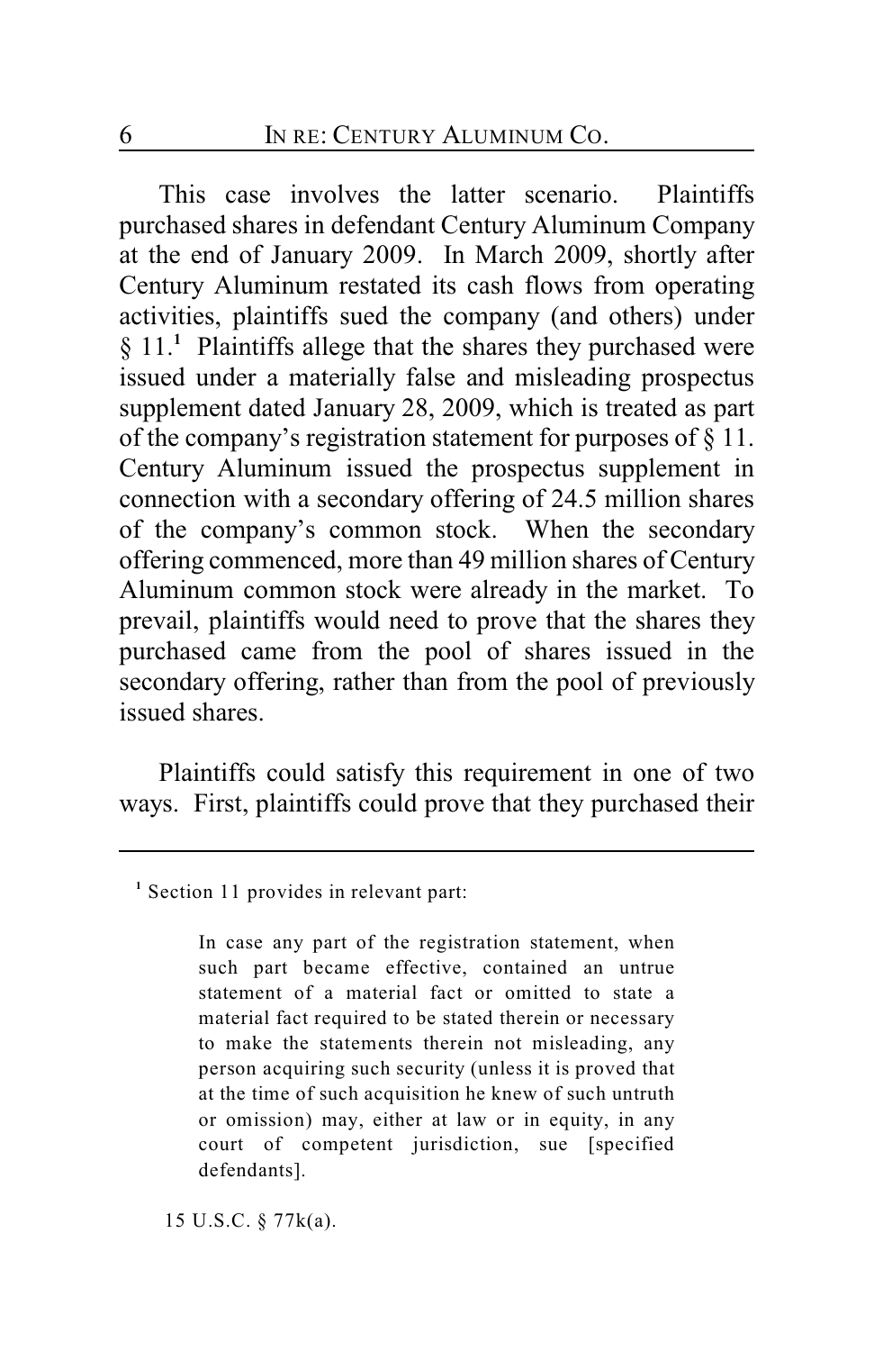This case involves the latter scenario. Plaintiffs purchased shares in defendant Century Aluminum Company at the end of January 2009. In March 2009, shortly after Century Aluminum restated its cash flows from operating activities, plaintiffs sued the company (and others) under § 11.[1] Plaintiffs allege that the shares they purchased were issued under a materially false and misleading prospectus supplement dated January 28, 2009, which is treated as part of the company's registration statement for purposes of § 11. Century Aluminum issued the prospectus supplement in connection with a secondary offering of 24.5 million shares of the company's common stock. When the secondary offering commenced, more than 49 million shares of Century Aluminum common stock were already in the market. To prevail, plaintiffs would need to prove that the shares they purchased came from the pool of shares issued in the secondary offering, rather than from the pool of previously issued shares.

Plaintiffs could satisfy this requirement in one of two ways. First, plaintiffs could prove that they purchased their

---

[1] Section 11 provides in relevant part:

> In case any part of the registration statement, when such part became effective, contained an untrue statement of a material fact or omitted to state a material fact required to be stated therein or necessary to make the statements therein not misleading, any person acquiring such security (unless it is proved that at the time of such acquisition he knew of such untruth or omission) may, either at law or in equity, in any court of competent jurisdiction, sue [specified defendants].

15 U.S.C. § 77k(a).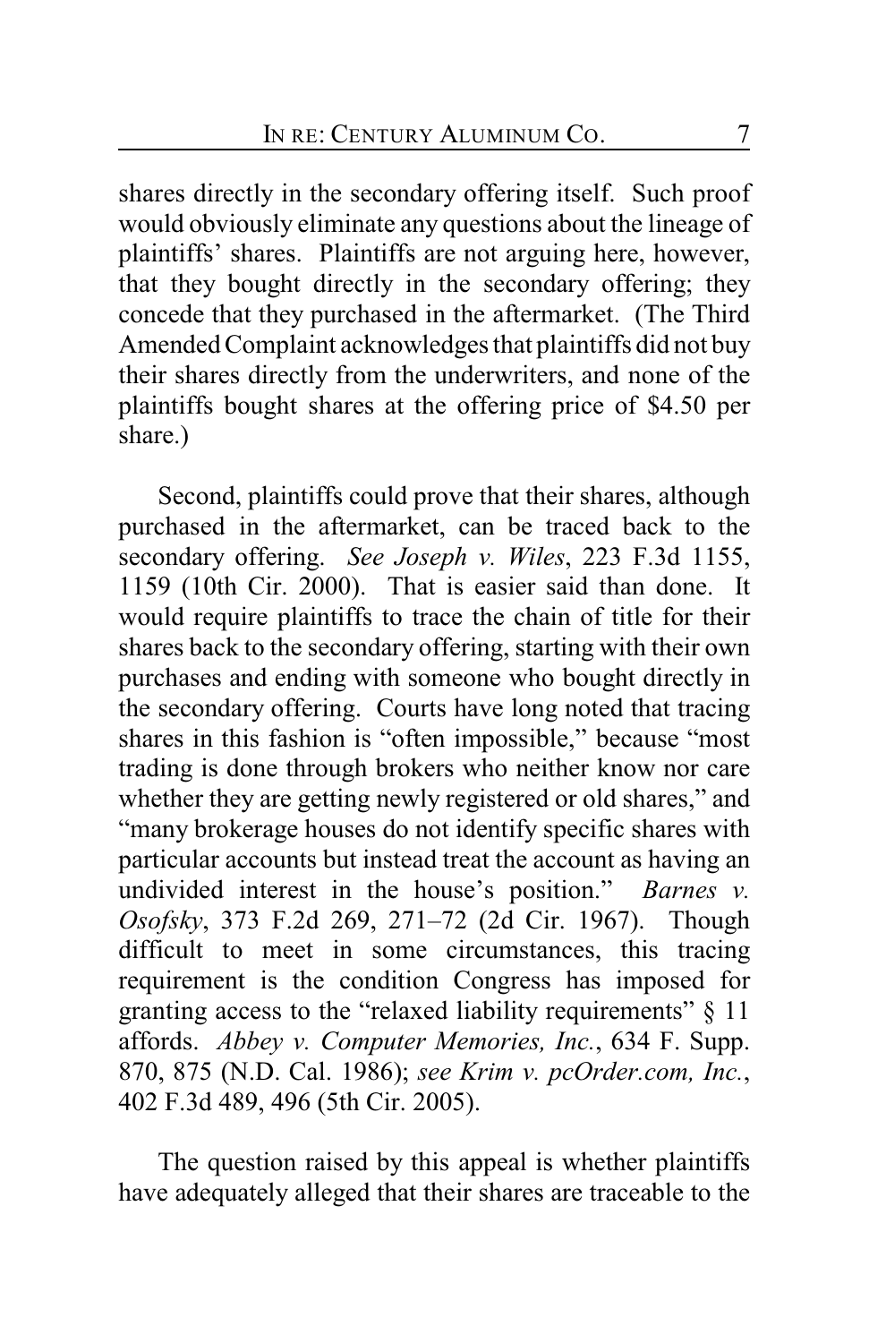shares directly in the secondary offering itself. Such proof would obviously eliminate any questions about the lineage of plaintiffs' shares. Plaintiffs are not arguing here, however, that they bought directly in the secondary offering; they concede that they purchased in the aftermarket. (The Third Amended Complaint acknowledges that plaintiffs did not buy their shares directly from the underwriters, and none of the plaintiffs bought shares at the offering price of $4.50 per share.)

Second, plaintiffs could prove that their shares, although purchased in the aftermarket, can be traced back to the secondary offering. *See Joseph v. Wiles*, 223 F.3d 1155, 1159 (10th Cir. 2000). That is easier said than done. It would require plaintiffs to trace the chain of title for their shares back to the secondary offering, starting with their own purchases and ending with someone who bought directly in the secondary offering. Courts have long noted that tracing shares in this fashion is "often impossible," because "most trading is done through brokers who neither know nor care whether they are getting newly registered or old shares," and "many brokerage houses do not identify specific shares with particular accounts but instead treat the account as having an undivided interest in the house's position." *Barnes v. Osofsky*, 373 F.2d 269, 271–72 (2d Cir. 1967). Though difficult to meet in some circumstances, this tracing requirement is the condition Congress has imposed for granting access to the "relaxed liability requirements" § 11 affords. *Abbey v. Computer Memories, Inc.*, 634 F. Supp. 870, 875 (N.D. Cal. 1986); *see Krim v. pcOrder.com, Inc.*, 402 F.3d 489, 496 (5th Cir. 2005).

The question raised by this appeal is whether plaintiffs have adequately alleged that their shares are traceable to the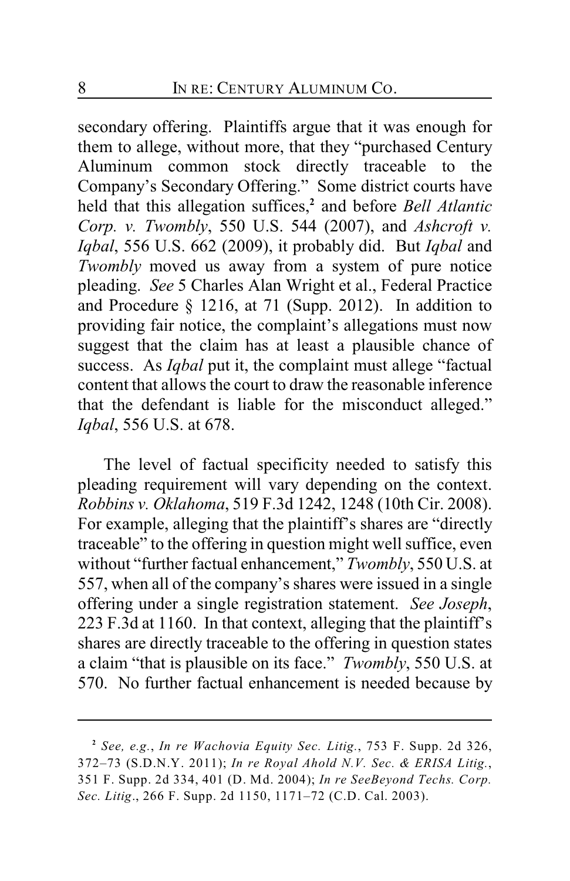secondary offering. Plaintiffs argue that it was enough for them to allege, without more, that they "purchased Century Aluminum common stock directly traceable to the Company's Secondary Offering." Some district courts have held that this allegation suffices,[2] and before *Bell Atlantic Corp. v. Twombly*, 550 U.S. 544 (2007), and *Ashcroft v. Iqbal*, 556 U.S. 662 (2009), it probably did. But *Iqbal* and *Twombly* moved us away from a system of pure notice pleading. *See* 5 Charles Alan Wright et al., Federal Practice and Procedure § 1216, at 71 (Supp. 2012). In addition to providing fair notice, the complaint's allegations must now suggest that the claim has at least a plausible chance of success. As *Iqbal* put it, the complaint must allege "factual content that allows the court to draw the reasonable inference that the defendant is liable for the misconduct alleged." *Iqbal*, 556 U.S. at 678.

The level of factual specificity needed to satisfy this pleading requirement will vary depending on the context. *Robbins v. Oklahoma*, 519 F.3d 1242, 1248 (10th Cir. 2008). For example, alleging that the plaintiff's shares are "directly traceable" to the offering in question might well suffice, even without "further factual enhancement," *Twombly*, 550 U.S. at 557, when all of the company's shares were issued in a single offering under a single registration statement. *See Joseph*, 223 F.3d at 1160. In that context, alleging that the plaintiff's shares are directly traceable to the offering in question states a claim "that is plausible on its face." *Twombly*, 550 U.S. at 570. No further factual enhancement is needed because by

---

[2] *See, e.g.*, *In re Wachovia Equity Sec. Litig.*, 753 F. Supp. 2d 326, 372–73 (S.D.N.Y. 2011); *In re Royal Ahold N.V. Sec. & ERISA Litig.*, 351 F. Supp. 2d 334, 401 (D. Md. 2004); *In re SeeBeyond Techs. Corp. Sec. Litig.*, 266 F. Supp. 2d 1150, 1171–72 (C.D. Cal. 2003).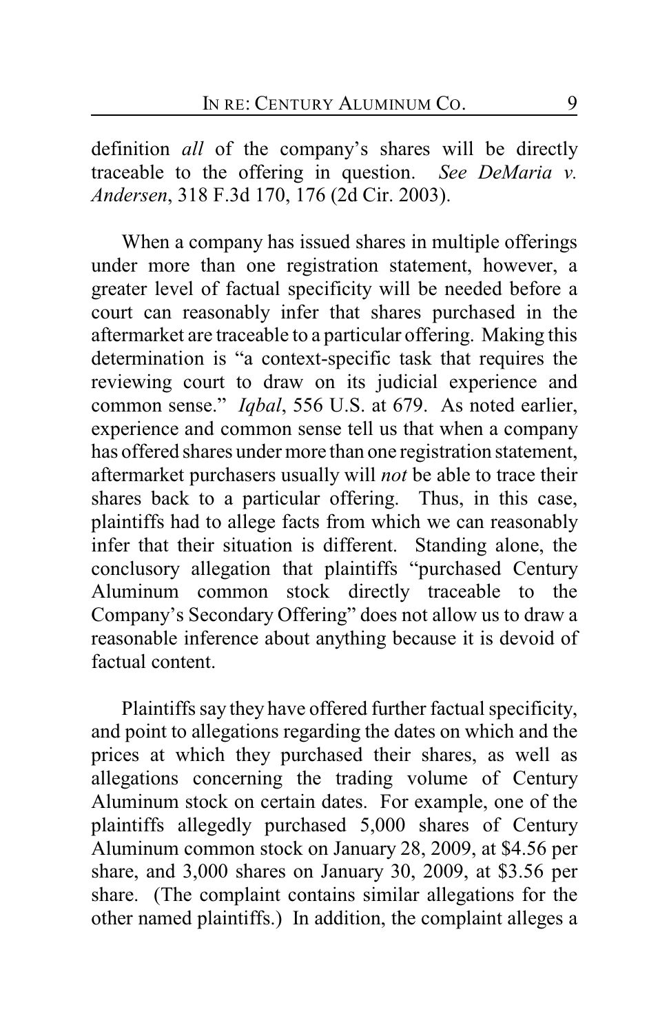definition *all* of the company's shares will be directly traceable to the offering in question. *See DeMaria v. Andersen*, 318 F.3d 170, 176 (2d Cir. 2003).

When a company has issued shares in multiple offerings under more than one registration statement, however, a greater level of factual specificity will be needed before a court can reasonably infer that shares purchased in the aftermarket are traceable to a particular offering. Making this determination is "a context-specific task that requires the reviewing court to draw on its judicial experience and common sense." *Iqbal*, 556 U.S. at 679. As noted earlier, experience and common sense tell us that when a company has offered shares under more than one registration statement, aftermarket purchasers usually will *not* be able to trace their shares back to a particular offering. Thus, in this case, plaintiffs had to allege facts from which we can reasonably infer that their situation is different. Standing alone, the conclusory allegation that plaintiffs "purchased Century Aluminum common stock directly traceable to the Company's Secondary Offering" does not allow us to draw a reasonable inference about anything because it is devoid of factual content.

Plaintiffs say they have offered further factual specificity, and point to allegations regarding the dates on which and the prices at which they purchased their shares, as well as allegations concerning the trading volume of Century Aluminum stock on certain dates. For example, one of the plaintiffs allegedly purchased 5,000 shares of Century Aluminum common stock on January 28, 2009, at $4.56 per share, and 3,000 shares on January 30, 2009, at $3.56 per share. (The complaint contains similar allegations for the other named plaintiffs.) In addition, the complaint alleges a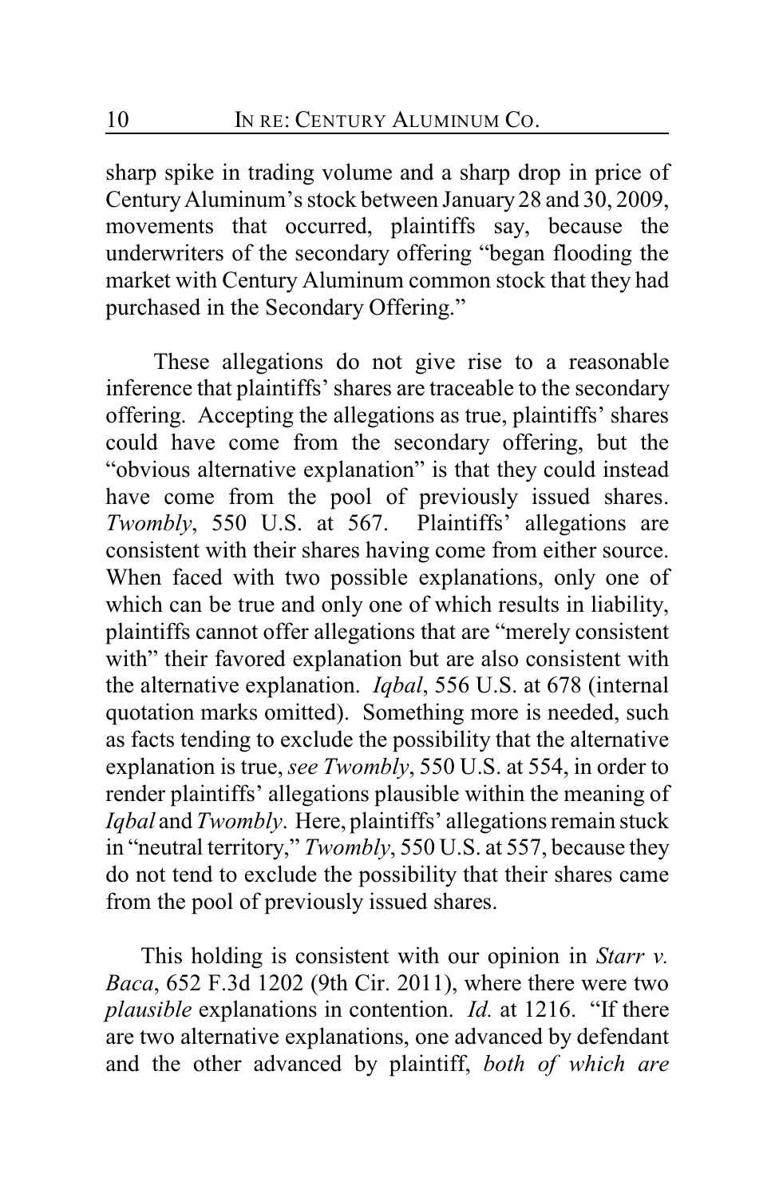sharp spike in trading volume and a sharp drop in price of Century Aluminum's stock between January 28 and 30, 2009, movements that occurred, plaintiffs say, because the underwriters of the secondary offering "began flooding the market with Century Aluminum common stock that they had purchased in the Secondary Offering."

These allegations do not give rise to a reasonable inference that plaintiffs' shares are traceable to the secondary offering. Accepting the allegations as true, plaintiffs' shares could have come from the secondary offering, but the "obvious alternative explanation" is that they could instead have come from the pool of previously issued shares. *Twombly*, 550 U.S. at 567. Plaintiffs' allegations are consistent with their shares having come from either source. When faced with two possible explanations, only one of which can be true and only one of which results in liability, plaintiffs cannot offer allegations that are "merely consistent with" their favored explanation but are also consistent with the alternative explanation. *Iqbal*, 556 U.S. at 678 (internal quotation marks omitted). Something more is needed, such as facts tending to exclude the possibility that the alternative explanation is true, *see Twombly*, 550 U.S. at 554, in order to render plaintiffs' allegations plausible within the meaning of *Iqbal* and *Twombly*. Here, plaintiffs' allegations remain stuck in "neutral territory," *Twombly*, 550 U.S. at 557, because they do not tend to exclude the possibility that their shares came from the pool of previously issued shares.

This holding is consistent with our opinion in *Starr v. Baca*, 652 F.3d 1202 (9th Cir. 2011), where there were two *plausible* explanations in contention. *Id.* at 1216. "If there are two alternative explanations, one advanced by defendant and the other advanced by plaintiff, *both of which are*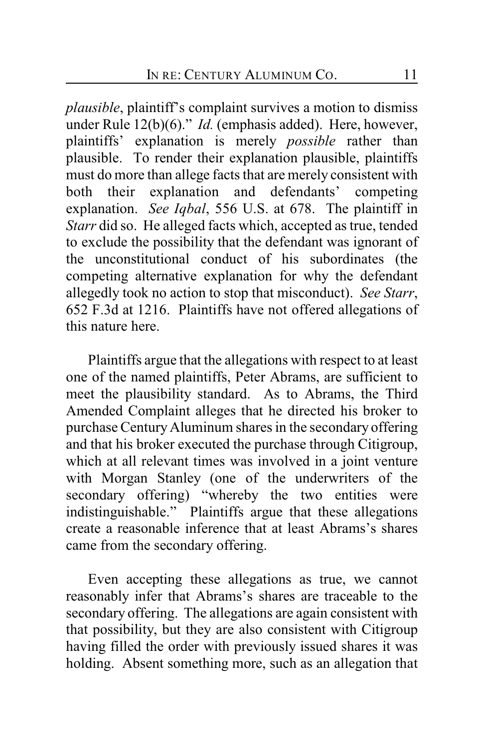*plausible*, plaintiff's complaint survives a motion to dismiss under Rule 12(b)(6)." *Id.* (emphasis added). Here, however, plaintiffs' explanation is merely *possible* rather than plausible. To render their explanation plausible, plaintiffs must do more than allege facts that are merely consistent with both their explanation and defendants' competing explanation. *See Iqbal*, 556 U.S. at 678. The plaintiff in *Starr* did so. He alleged facts which, accepted as true, tended to exclude the possibility that the defendant was ignorant of the unconstitutional conduct of his subordinates (the competing alternative explanation for why the defendant allegedly took no action to stop that misconduct). *See Starr*, 652 F.3d at 1216. Plaintiffs have not offered allegations of this nature here.

Plaintiffs argue that the allegations with respect to at least one of the named plaintiffs, Peter Abrams, are sufficient to meet the plausibility standard. As to Abrams, the Third Amended Complaint alleges that he directed his broker to purchase Century Aluminum shares in the secondary offering and that his broker executed the purchase through Citigroup, which at all relevant times was involved in a joint venture with Morgan Stanley (one of the underwriters of the secondary offering) "whereby the two entities were indistinguishable." Plaintiffs argue that these allegations create a reasonable inference that at least Abrams's shares came from the secondary offering.

Even accepting these allegations as true, we cannot reasonably infer that Abrams's shares are traceable to the secondary offering. The allegations are again consistent with that possibility, but they are also consistent with Citigroup having filled the order with previously issued shares it was holding. Absent something more, such as an allegation that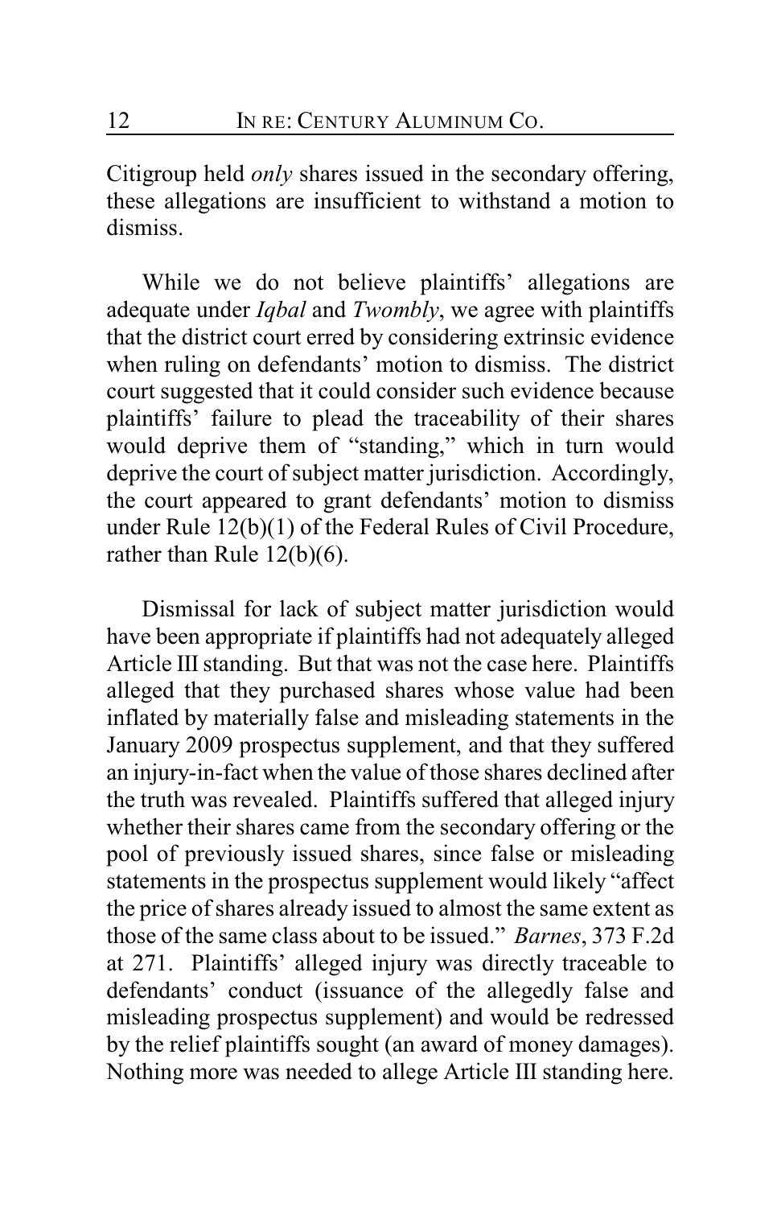Citigroup held *only* shares issued in the secondary offering, these allegations are insufficient to withstand a motion to dismiss.

While we do not believe plaintiffs' allegations are adequate under *Iqbal* and *Twombly*, we agree with plaintiffs that the district court erred by considering extrinsic evidence when ruling on defendants' motion to dismiss. The district court suggested that it could consider such evidence because plaintiffs' failure to plead the traceability of their shares would deprive them of "standing," which in turn would deprive the court of subject matter jurisdiction. Accordingly, the court appeared to grant defendants' motion to dismiss under Rule 12(b)(1) of the Federal Rules of Civil Procedure, rather than Rule 12(b)(6).

Dismissal for lack of subject matter jurisdiction would have been appropriate if plaintiffs had not adequately alleged Article III standing. But that was not the case here. Plaintiffs alleged that they purchased shares whose value had been inflated by materially false and misleading statements in the January 2009 prospectus supplement, and that they suffered an injury-in-fact when the value of those shares declined after the truth was revealed. Plaintiffs suffered that alleged injury whether their shares came from the secondary offering or the pool of previously issued shares, since false or misleading statements in the prospectus supplement would likely "affect the price of shares already issued to almost the same extent as those of the same class about to be issued." *Barnes*, 373 F.2d at 271. Plaintiffs' alleged injury was directly traceable to defendants' conduct (issuance of the allegedly false and misleading prospectus supplement) and would be redressed by the relief plaintiffs sought (an award of money damages). Nothing more was needed to allege Article III standing here.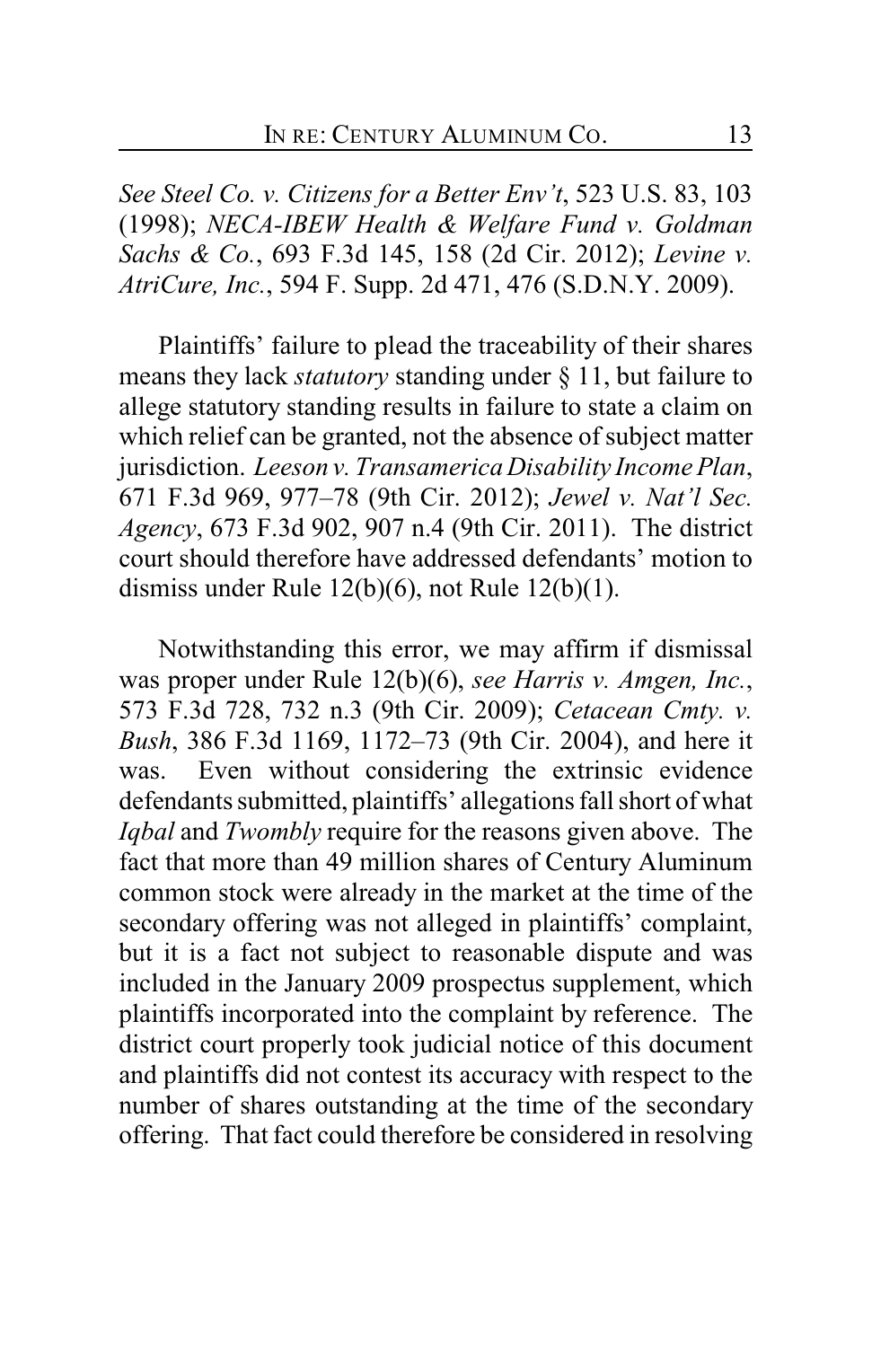*See Steel Co. v. Citizens for a Better Env't*, 523 U.S. 83, 103 (1998); *NECA-IBEW Health & Welfare Fund v. Goldman Sachs & Co.*, 693 F.3d 145, 158 (2d Cir. 2012); *Levine v. AtriCure, Inc.*, 594 F. Supp. 2d 471, 476 (S.D.N.Y. 2009).

Plaintiffs' failure to plead the traceability of their shares means they lack *statutory* standing under § 11, but failure to allege statutory standing results in failure to state a claim on which relief can be granted, not the absence of subject matter jurisdiction. *Leeson v. Transamerica Disability Income Plan*, 671 F.3d 969, 977–78 (9th Cir. 2012); *Jewel v. Nat'l Sec. Agency*, 673 F.3d 902, 907 n.4 (9th Cir. 2011). The district court should therefore have addressed defendants' motion to dismiss under Rule 12(b)(6), not Rule 12(b)(1).

Notwithstanding this error, we may affirm if dismissal was proper under Rule 12(b)(6), *see Harris v. Amgen, Inc.*, 573 F.3d 728, 732 n.3 (9th Cir. 2009); *Cetacean Cmty. v. Bush*, 386 F.3d 1169, 1172–73 (9th Cir. 2004), and here it was. Even without considering the extrinsic evidence defendants submitted, plaintiffs' allegations fall short of what *Iqbal* and *Twombly* require for the reasons given above. The fact that more than 49 million shares of Century Aluminum common stock were already in the market at the time of the secondary offering was not alleged in plaintiffs' complaint, but it is a fact not subject to reasonable dispute and was included in the January 2009 prospectus supplement, which plaintiffs incorporated into the complaint by reference. The district court properly took judicial notice of this document and plaintiffs did not contest its accuracy with respect to the number of shares outstanding at the time of the secondary offering. That fact could therefore be considered in resolving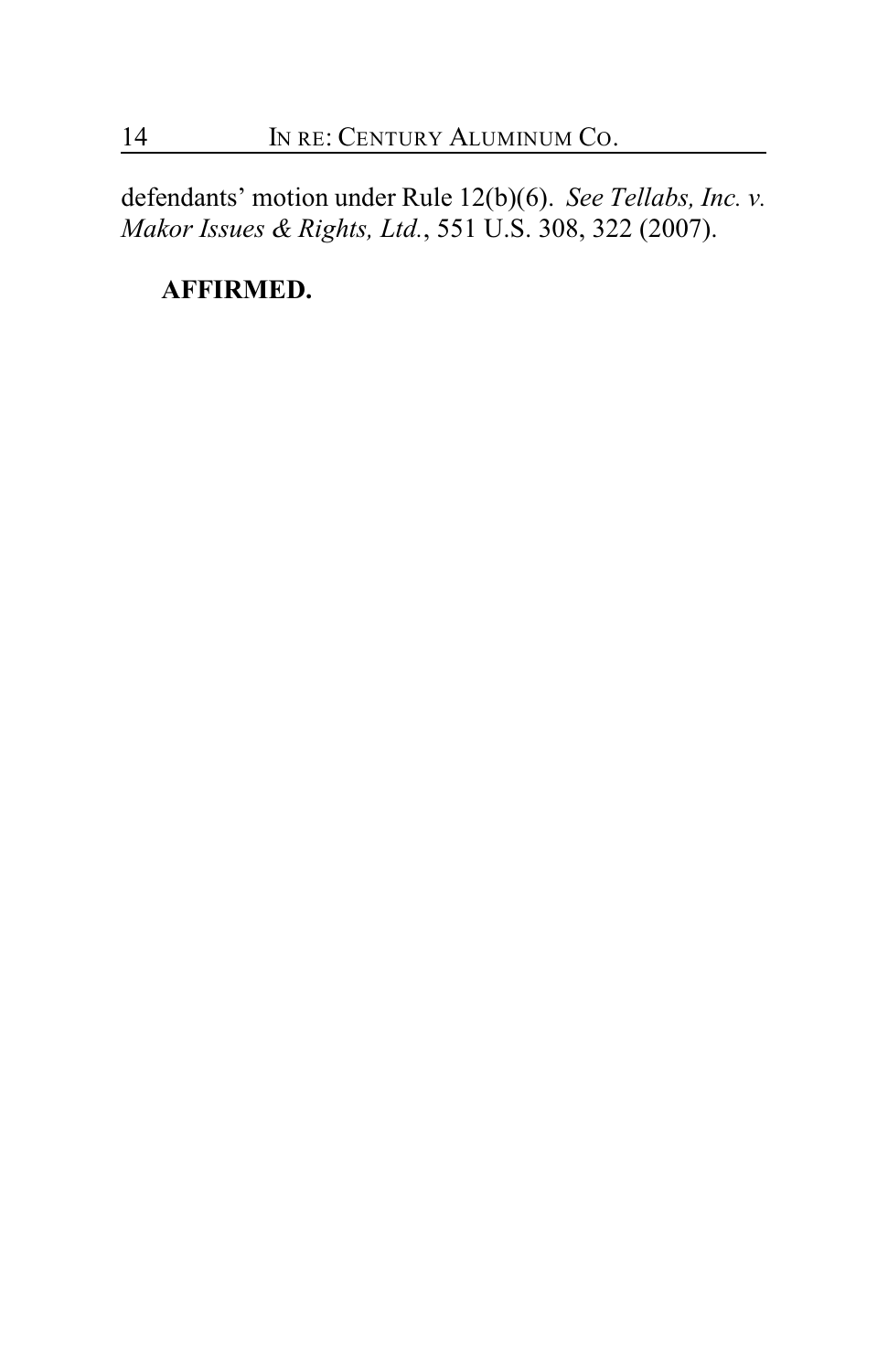defendants' motion under Rule 12(b)(6). *See Tellabs, Inc. v. Makor Issues & Rights, Ltd.*, 551 U.S. 308, 322 (2007).

**AFFIRMED.**